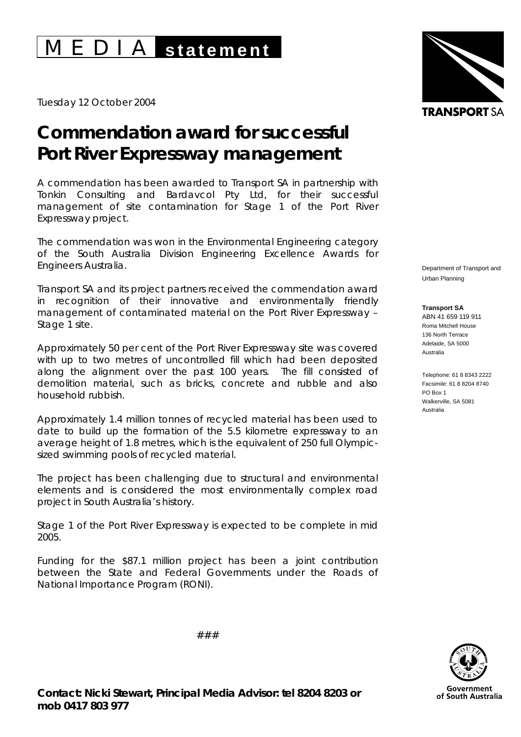# MEDIA statement

Tuesday 12 October 2004

# Commendation award for successful Port River Expressway management

A commendation has been awarded to Transport SA in partnership with Tonkin Consulting and Bardavcol Pty Ltd, for their successful management of site contamination for Stage 1 of the Port River Expressway project.

The commendation was won in the Environmental Engineering category of the South Australia Division Engineering Excellence Awards for Engineers Australia.

Transport SA and its project partners received the commendation award in recognition of their innovative and environmentally friendly management of contaminated material on the Port River Expressway – Stage 1 site.

Approximately 50 per cent of the Port River Expressway site was covered with up to two metres of uncontrolled fill which had been deposited along the alignment over the past 100 years. The fill consisted of demolition material, such as bricks, concrete and rubble and also household rubbish.

Approximately 1.4 million tonnes of recycled material has been used to date to build up the formation of the 5.5 kilometre expressway to an average height of 1.8 metres, which is the equivalent of 250 full Olympic-sized swimming pools of recycled material.

The project has been challenging due to structural and environmental elements and is considered the most environmentally complex road project in South Australia's history.

Stage 1 of the Port River Expressway is expected to be complete in mid 2005.

Funding for the $87.1 million project has been a joint contribution between the State and Federal Governments under the Roads of National Importance Program (RONI).

###

**Contact: Nicki Stewart, Principal Media Advisor: tel 8204 8203 or mob 0417 803 977**

TRANSPORT SA

Department of Transport and Urban Planning

**Transport SA**
ABN 41 659 119 911
Roma Mitchell House
136 North Terrace
Adelaide, SA 5000
Australia

Telephone: 61 8 8343 2222
Facsimile: 61 8 8204 8740
PO Box 1
Walkerville, SA 5081
Australia

Government of South Australia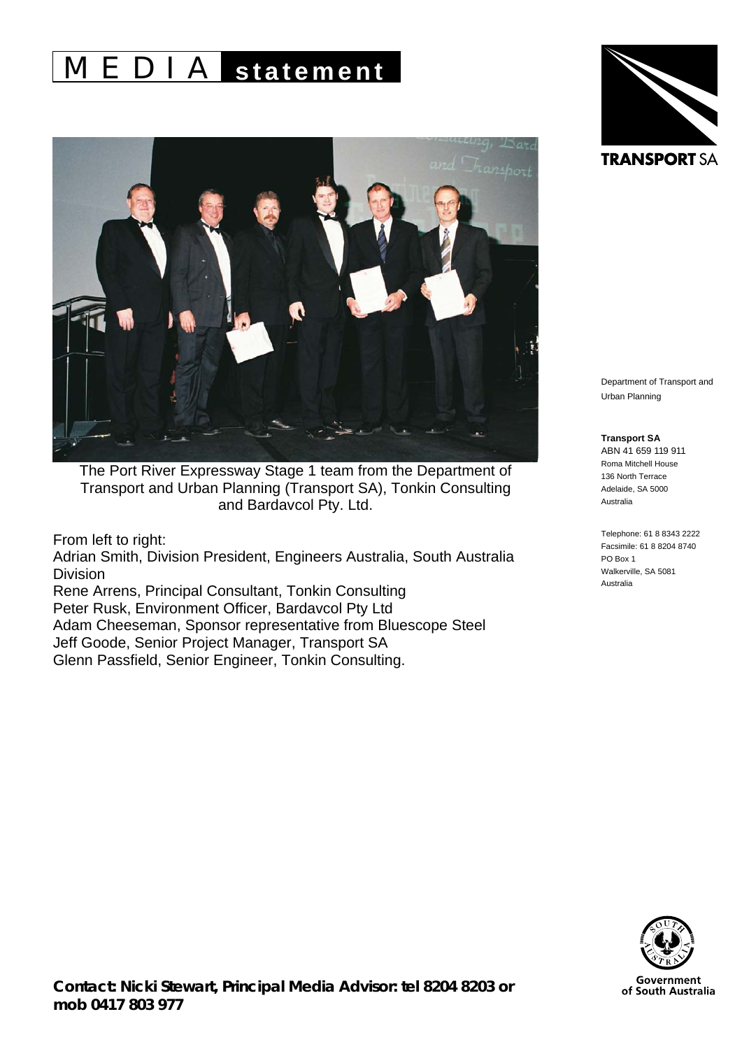# MEDIA statement

The Port River Expressway Stage 1 team from the Department of Transport and Urban Planning (Transport SA), Tonkin Consulting and Bardavcol Pty. Ltd.

From left to right:
Adrian Smith, Division President, Engineers Australia, South Australia Division
Rene Arrens, Principal Consultant, Tonkin Consulting
Peter Rusk, Environment Officer, Bardavcol Pty Ltd
Adam Cheeseman, Sponsor representative from Bluescope Steel
Jeff Goode, Senior Project Manager, Transport SA
Glenn Passfield, Senior Engineer, Tonkin Consulting.

TRANSPORT SA

Department of Transport and Urban Planning

**Transport SA**
ABN 41 659 119 911
Roma Mitchell House
136 North Terrace
Adelaide, SA 5000
Australia

Telephone: 61 8 8343 2222
Facsimile: 61 8 8204 8740
PO Box 1
Walkerville, SA 5081
Australia

**Contact: Nicki Stewart, Principal Media Advisor: tel 8204 8203 or mob 0417 803 977**

Government of South Australia